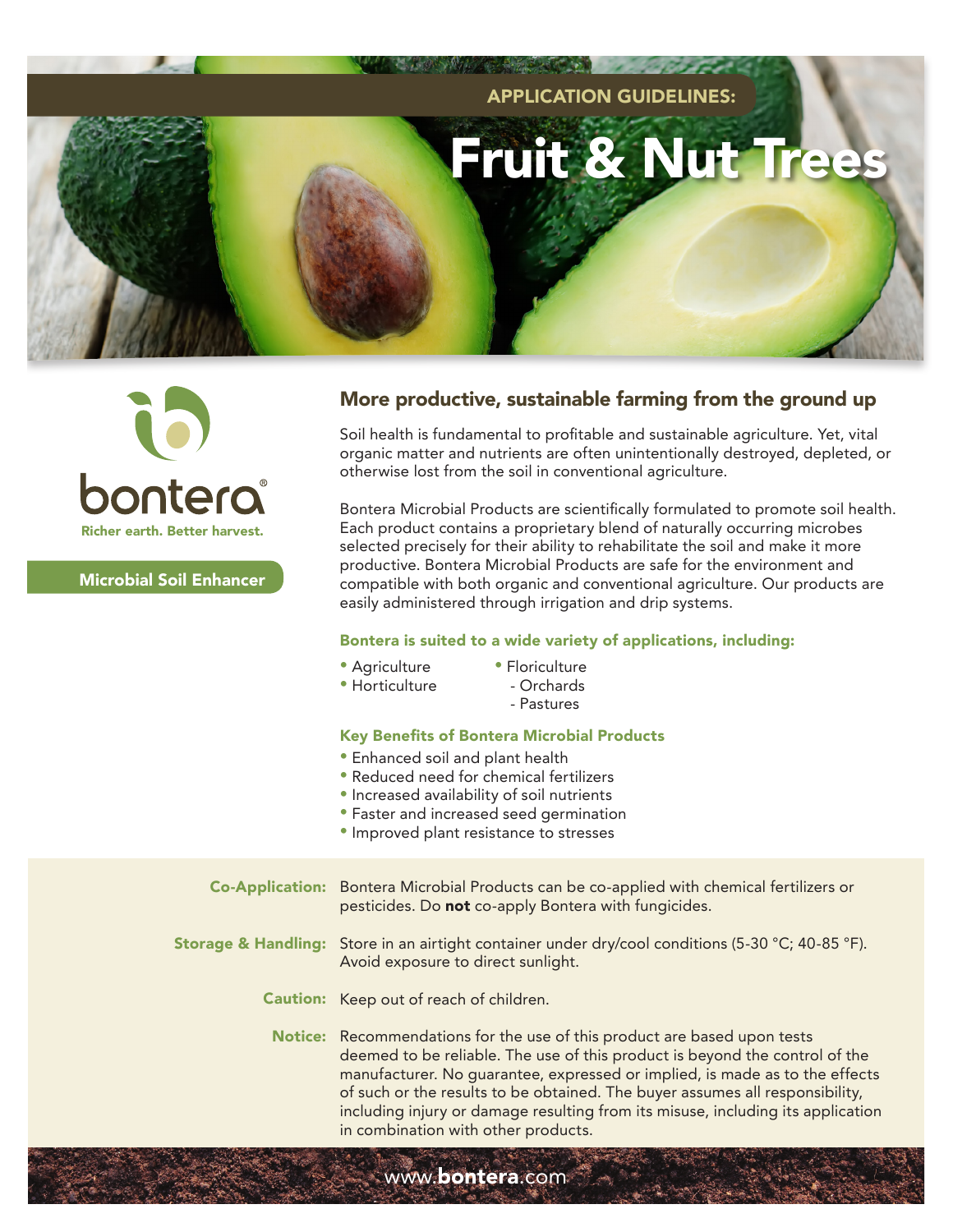APPLICATION GUIDELINES:

# Fruit & Nut Trees

bontera®

Richer earth. Better harvest.

**Microbial Soil Enhancer**

## More productive, sustainable farming from the ground up

Soil health is fundamental to profitable and sustainable agriculture. Yet, vital organic matter and nutrients are often unintentionally destroyed, depleted, or otherwise lost from the soil in conventional agriculture.

Bontera Microbial Products are scientifically formulated to promote soil health. Each product contains a proprietary blend of naturally occurring microbes selected precisely for their ability to rehabilitate the soil and make it more productive. Bontera Microbial Products are safe for the environment and compatible with both organic and conventional agriculture. Our products are easily administered through irrigation and drip systems.

### Bontera is suited to a wide variety of applications, including:

- Agriculture
- Horticulture
- Floriculture
  - Orchards
  - Pastures

### Key Benefits of Bontera Microbial Products

- Enhanced soil and plant health
- Reduced need for chemical fertilizers
- Increased availability of soil nutrients
- Faster and increased seed germination
- Improved plant resistance to stresses

**Co-Application:** Bontera Microbial Products can be co-applied with chemical fertilizers or pesticides. Do **not** co-apply Bontera with fungicides.

**Storage & Handling:** Store in an airtight container under dry/cool conditions (5-30 °C; 40-85 °F). Avoid exposure to direct sunlight.

**Caution:** Keep out of reach of children.

**Notice:** Recommendations for the use of this product are based upon tests deemed to be reliable. The use of this product is beyond the control of the manufacturer. No guarantee, expressed or implied, is made as to the effects of such or the results to be obtained. The buyer assumes all responsibility, including injury or damage resulting from its misuse, including its application in combination with other products.

www.**bontera**.com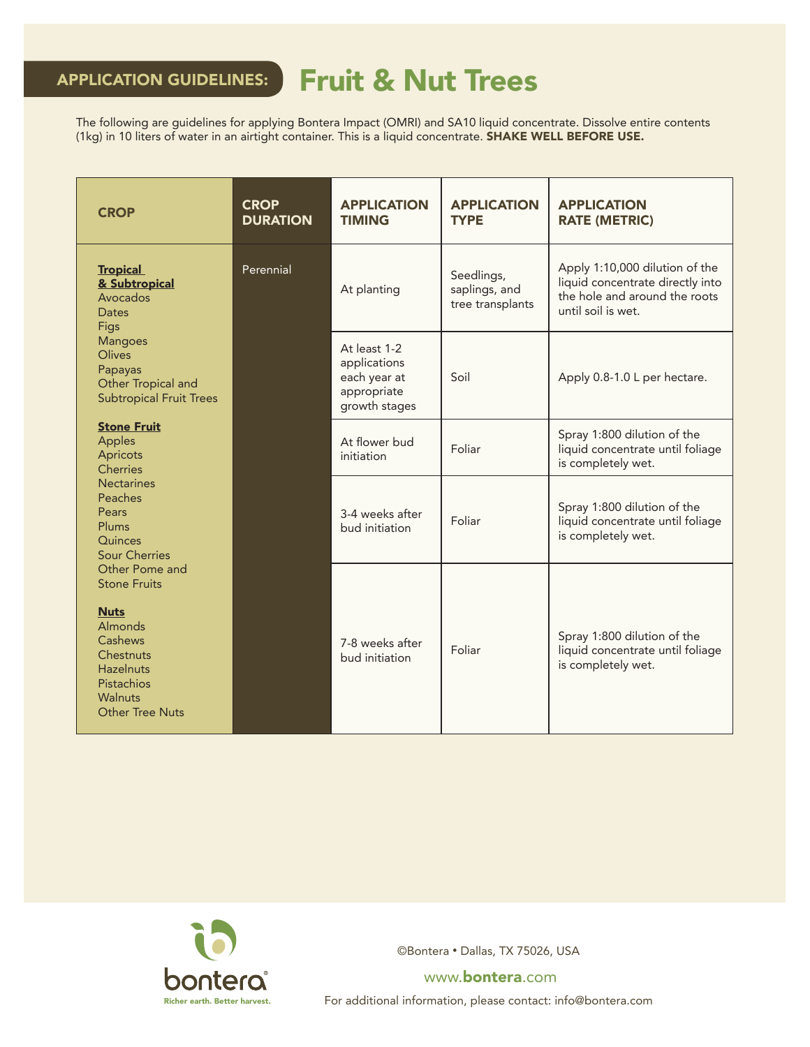## APPLICATION GUIDELINES: Fruit & Nut Trees

The following are guidelines for applying Bontera Impact (OMRI) and SA10 liquid concentrate. Dissolve entire contents (1kg) in 10 liters of water in an airtight container. This is a liquid concentrate. **SHAKE WELL BEFORE USE.**

| CROP | CROP DURATION | APPLICATION TIMING | APPLICATION TYPE | APPLICATION RATE (METRIC) |
|---|---|---|---|---|
| **Tropical & Subtropical**<br>Avocados<br>Dates<br>Figs<br>Mangoes<br>Olives<br>Papayas<br>Other Tropical and Subtropical Fruit Trees<br><br>**Stone Fruit**<br>Apples<br>Apricots<br>Cherries<br>Nectarines<br>Peaches<br>Pears<br>Plums<br>Quinces<br>Sour Cherries<br>Other Pome and Stone Fruits<br><br>**Nuts**<br>Almonds<br>Cashews<br>Chestnuts<br>Hazelnuts<br>Pistachios<br>Walnuts<br>Other Tree Nuts | Perennial | At planting | Seedlings, saplings, and tree transplants | Apply 1:10,000 dilution of the liquid concentrate directly into the hole and around the roots until soil is wet. |
| | | At least 1-2 applications each year at appropriate growth stages | Soil | Apply 0.8-1.0 L per hectare. |
| | | At flower bud initiation | Foliar | Spray 1:800 dilution of the liquid concentrate until foliage is completely wet. |
| | | 3-4 weeks after bud initiation | Foliar | Spray 1:800 dilution of the liquid concentrate until foliage is completely wet. |
| | | 7-8 weeks after bud initiation | Foliar | Spray 1:800 dilution of the liquid concentrate until foliage is completely wet. |

bontera
Richer earth. Better harvest.

©Bontera • Dallas, TX 75026, USA

www.bontera.com

For additional information, please contact: info@bontera.com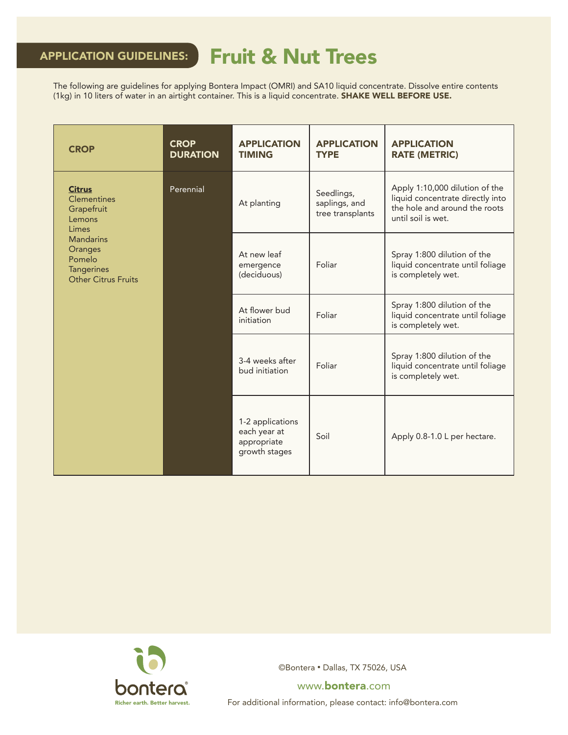## APPLICATION GUIDELINES: Fruit & Nut Trees

The following are guidelines for applying Bontera Impact (OMRI) and SA10 liquid concentrate. Dissolve entire contents (1kg) in 10 liters of water in an airtight container. This is a liquid concentrate. **SHAKE WELL BEFORE USE.**

| CROP | CROP DURATION | APPLICATION TIMING | APPLICATION TYPE | APPLICATION RATE (METRIC) |
|---|---|---|---|---|
| **Citrus**<br>Clementines<br>Grapefruit<br>Lemons<br>Limes<br>Mandarins<br>Oranges<br>Pomelo<br>Tangerines<br>Other Citrus Fruits | Perennial | At planting | Seedlings, saplings, and tree transplants | Apply 1:10,000 dilution of the liquid concentrate directly into the hole and around the roots until soil is wet. |
| | | At new leaf emergence (deciduous) | Foliar | Spray 1:800 dilution of the liquid concentrate until foliage is completely wet. |
| | | At flower bud initiation | Foliar | Spray 1:800 dilution of the liquid concentrate until foliage is completely wet. |
| | | 3-4 weeks after bud initiation | Foliar | Spray 1:800 dilution of the liquid concentrate until foliage is completely wet. |
| | | 1-2 applications each year at appropriate growth stages | Soil | Apply 0.8-1.0 L per hectare. |

bontera® Richer earth. Better harvest.

©Bontera • Dallas, TX 75026, USA

www.bontera.com

For additional information, please contact: info@bontera.com